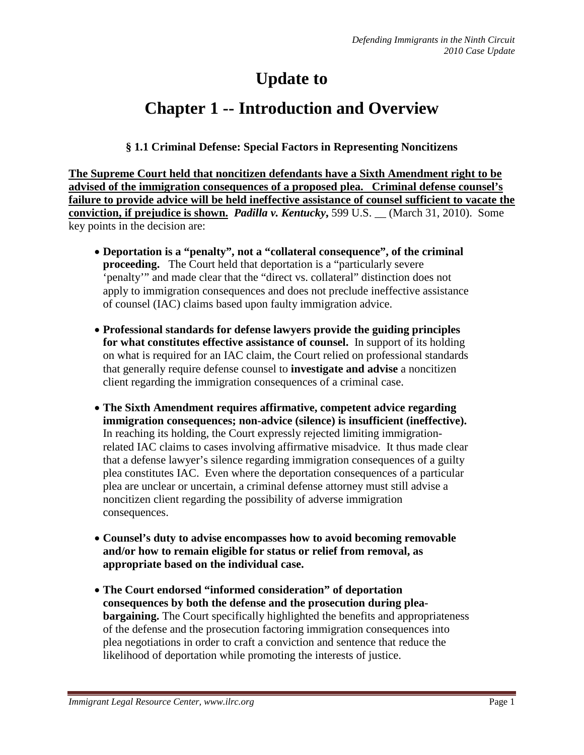# Update to

# Chapter 1 -- Introduction and Overview

### § 1.1 Criminal Defense: Special Factors in Representing Noncitizens

**The Supreme Court held that noncitizen defendants have a Sixth Amendment right to be advised of the immigration consequences of a proposed plea. Criminal defense counsel's failure to provide advice will be held ineffective assistance of counsel sufficient to vacate the conviction, if prejudice is shown.** ***Padilla v. Kentucky***, 599 U.S. __ (March 31, 2010). Some key points in the decision are:

- **Deportation is a "penalty", not a "collateral consequence", of the criminal proceeding.** The Court held that deportation is a "particularly severe 'penalty'" and made clear that the "direct vs. collateral" distinction does not apply to immigration consequences and does not preclude ineffective assistance of counsel (IAC) claims based upon faulty immigration advice.

- **Professional standards for defense lawyers provide the guiding principles for what constitutes effective assistance of counsel.** In support of its holding on what is required for an IAC claim, the Court relied on professional standards that generally require defense counsel to **investigate and advise** a noncitizen client regarding the immigration consequences of a criminal case.

- **The Sixth Amendment requires affirmative, competent advice regarding immigration consequences; non-advice (silence) is insufficient (ineffective).** In reaching its holding, the Court expressly rejected limiting immigration-related IAC claims to cases involving affirmative misadvice. It thus made clear that a defense lawyer's silence regarding immigration consequences of a guilty plea constitutes IAC. Even where the deportation consequences of a particular plea are unclear or uncertain, a criminal defense attorney must still advise a noncitizen client regarding the possibility of adverse immigration consequences.

- **Counsel's duty to advise encompasses how to avoid becoming removable and/or how to remain eligible for status or relief from removal, as appropriate based on the individual case.**

- **The Court endorsed "informed consideration" of deportation consequences by both the defense and the prosecution during plea-bargaining.** The Court specifically highlighted the benefits and appropriateness of the defense and the prosecution factoring immigration consequences into plea negotiations in order to craft a conviction and sentence that reduce the likelihood of deportation while promoting the interests of justice.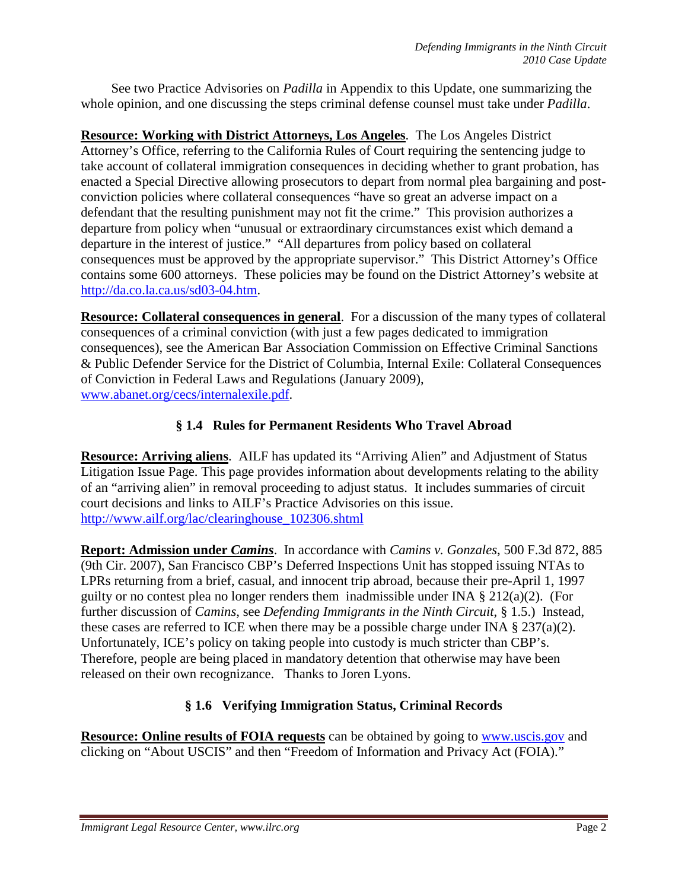See two Practice Advisories on *Padilla* in Appendix to this Update, one summarizing the whole opinion, and one discussing the steps criminal defense counsel must take under *Padilla*.

**Resource: Working with District Attorneys, Los Angeles**. The Los Angeles District Attorney's Office, referring to the California Rules of Court requiring the sentencing judge to take account of collateral immigration consequences in deciding whether to grant probation, has enacted a Special Directive allowing prosecutors to depart from normal plea bargaining and post-conviction policies where collateral consequences "have so great an adverse impact on a defendant that the resulting punishment may not fit the crime." This provision authorizes a departure from policy when "unusual or extraordinary circumstances exist which demand a departure in the interest of justice." "All departures from policy based on collateral consequences must be approved by the appropriate supervisor." This District Attorney's Office contains some 600 attorneys. These policies may be found on the District Attorney's website at http://da.co.la.ca.us/sd03-04.htm.

**Resource: Collateral consequences in general**. For a discussion of the many types of collateral consequences of a criminal conviction (with just a few pages dedicated to immigration consequences), see the American Bar Association Commission on Effective Criminal Sanctions & Public Defender Service for the District of Columbia, Internal Exile: Collateral Consequences of Conviction in Federal Laws and Regulations (January 2009), www.abanet.org/cecs/internalexile.pdf.

## § 1.4 Rules for Permanent Residents Who Travel Abroad

**Resource: Arriving aliens**. AILF has updated its "Arriving Alien" and Adjustment of Status Litigation Issue Page. This page provides information about developments relating to the ability of an "arriving alien" in removal proceeding to adjust status. It includes summaries of circuit court decisions and links to AILF's Practice Advisories on this issue. http://www.ailf.org/lac/clearinghouse_102306.shtml

**Report: Admission under *Camins***. In accordance with *Camins v. Gonzales*, 500 F.3d 872, 885 (9th Cir. 2007), San Francisco CBP's Deferred Inspections Unit has stopped issuing NTAs to LPRs returning from a brief, casual, and innocent trip abroad, because their pre-April 1, 1997 guilty or no contest plea no longer renders them inadmissible under INA § 212(a)(2). (For further discussion of *Camins*, see *Defending Immigrants in the Ninth Circuit*, § 1.5.) Instead, these cases are referred to ICE when there may be a possible charge under INA § 237(a)(2). Unfortunately, ICE's policy on taking people into custody is much stricter than CBP's. Therefore, people are being placed in mandatory detention that otherwise may have been released on their own recognizance. Thanks to Joren Lyons.

## § 1.6 Verifying Immigration Status, Criminal Records

**Resource: Online results of FOIA requests** can be obtained by going to www.uscis.gov and clicking on "About USCIS" and then "Freedom of Information and Privacy Act (FOIA)."